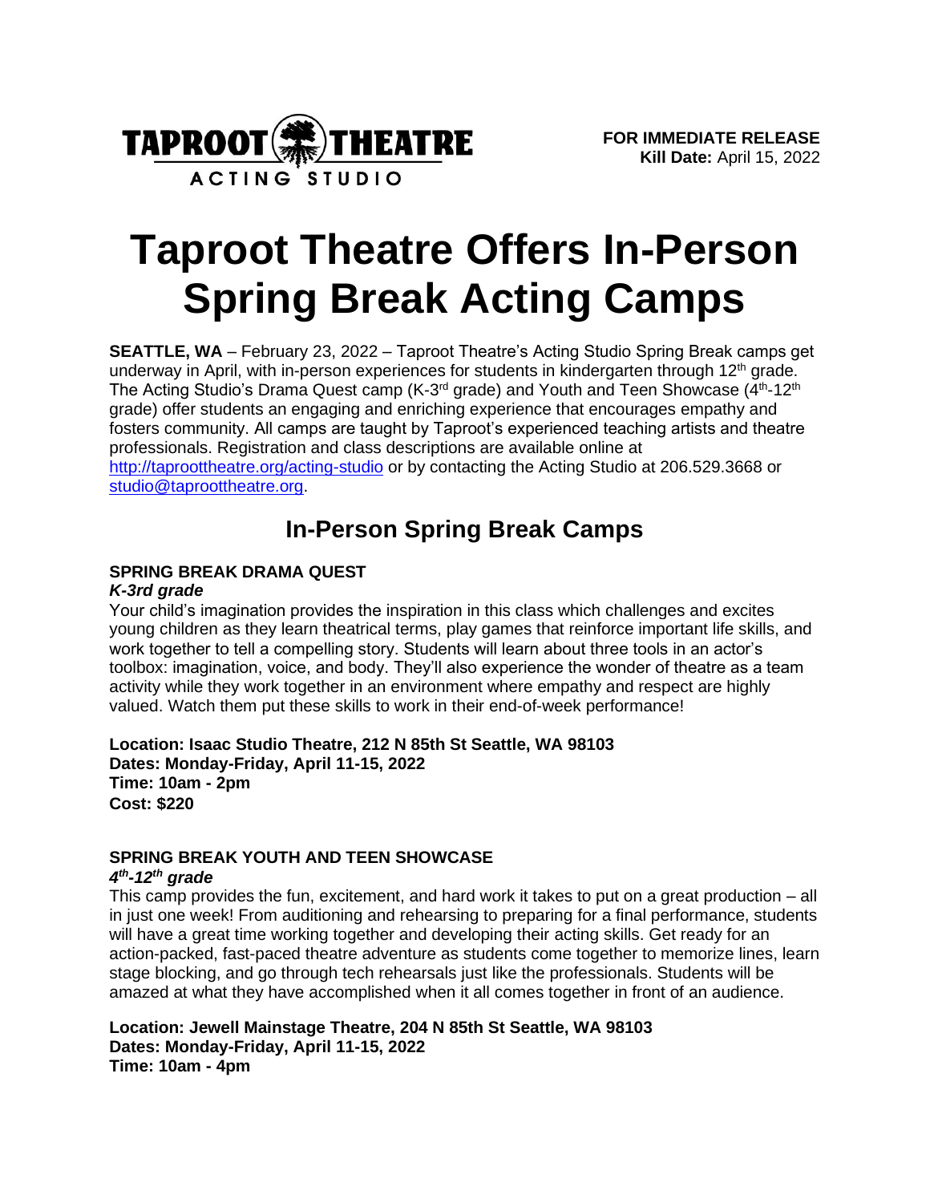TAPROOT THEATRE ACTING STUDIO

**FOR IMMEDIATE RELEASE**
**Kill Date:** April 15, 2022

# Taproot Theatre Offers In-Person Spring Break Acting Camps

**SEATTLE, WA** – February 23, 2022 – Taproot Theatre's Acting Studio Spring Break camps get underway in April, with in-person experiences for students in kindergarten through 12th grade. The Acting Studio's Drama Quest camp (K-3rd grade) and Youth and Teen Showcase (4th-12th grade) offer students an engaging and enriching experience that encourages empathy and fosters community. All camps are taught by Taproot's experienced teaching artists and theatre professionals. Registration and class descriptions are available online at [http://taproottheatre.org/acting-studio](http://taproottheatre.org/acting-studio) or by contacting the Acting Studio at 206.529.3668 or [studio@taproottheatre.org](mailto:studio@taproottheatre.org).

## In-Person Spring Break Camps

### SPRING BREAK DRAMA QUEST
***K-3rd grade***

Your child's imagination provides the inspiration in this class which challenges and excites young children as they learn theatrical terms, play games that reinforce important life skills, and work together to tell a compelling story. Students will learn about three tools in an actor's toolbox: imagination, voice, and body. They'll also experience the wonder of theatre as a team activity while they work together in an environment where empathy and respect are highly valued. Watch them put these skills to work in their end-of-week performance!

**Location: Isaac Studio Theatre, 212 N 85th St Seattle, WA 98103**
**Dates: Monday-Friday, April 11-15, 2022**
**Time: 10am - 2pm**
**Cost: $220**

### SPRING BREAK YOUTH AND TEEN SHOWCASE
***4th-12th grade***

This camp provides the fun, excitement, and hard work it takes to put on a great production – all in just one week! From auditioning and rehearsing to preparing for a final performance, students will have a great time working together and developing their acting skills. Get ready for an action-packed, fast-paced theatre adventure as students come together to memorize lines, learn stage blocking, and go through tech rehearsals just like the professionals. Students will be amazed at what they have accomplished when it all comes together in front of an audience.

**Location: Jewell Mainstage Theatre, 204 N 85th St Seattle, WA 98103**
**Dates: Monday-Friday, April 11-15, 2022**
**Time: 10am - 4pm**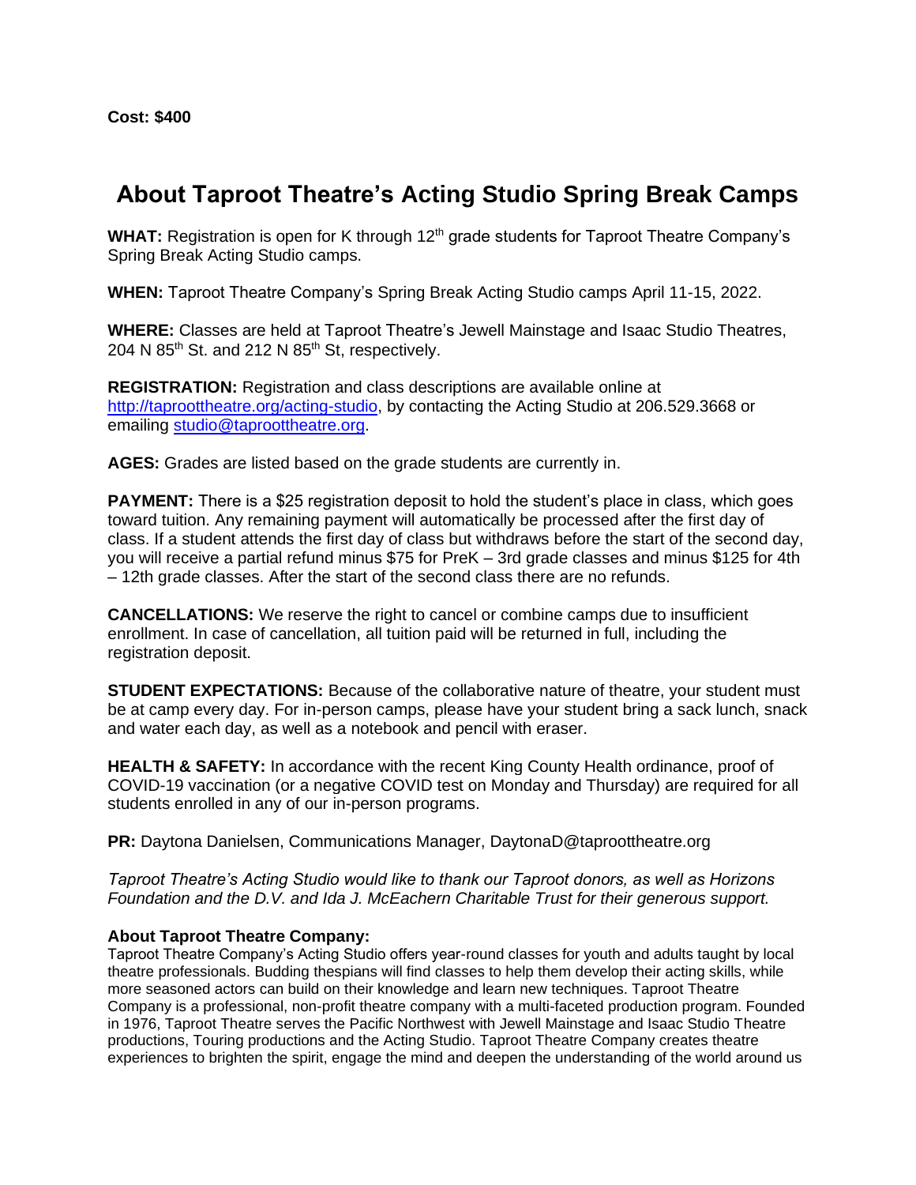**Cost: $400**

# About Taproot Theatre's Acting Studio Spring Break Camps

**WHAT:** Registration is open for K through 12th grade students for Taproot Theatre Company's Spring Break Acting Studio camps.

**WHEN:** Taproot Theatre Company's Spring Break Acting Studio camps April 11-15, 2022.

**WHERE:** Classes are held at Taproot Theatre's Jewell Mainstage and Isaac Studio Theatres, 204 N 85th St. and 212 N 85th St, respectively.

**REGISTRATION:** Registration and class descriptions are available online at [http://taproottheatre.org/acting-studio](http://taproottheatre.org/acting-studio), by contacting the Acting Studio at 206.529.3668 or emailing [studio@taproottheatre.org](mailto:studio@taproottheatre.org).

**AGES:** Grades are listed based on the grade students are currently in.

**PAYMENT:** There is a $25 registration deposit to hold the student's place in class, which goes toward tuition. Any remaining payment will automatically be processed after the first day of class. If a student attends the first day of class but withdraws before the start of the second day, you will receive a partial refund minus $75 for PreK – 3rd grade classes and minus $125 for 4th – 12th grade classes. After the start of the second class there are no refunds.

**CANCELLATIONS:** We reserve the right to cancel or combine camps due to insufficient enrollment. In case of cancellation, all tuition paid will be returned in full, including the registration deposit.

**STUDENT EXPECTATIONS:** Because of the collaborative nature of theatre, your student must be at camp every day. For in-person camps, please have your student bring a sack lunch, snack and water each day, as well as a notebook and pencil with eraser.

**HEALTH & SAFETY:** In accordance with the recent King County Health ordinance, proof of COVID-19 vaccination (or a negative COVID test on Monday and Thursday) are required for all students enrolled in any of our in-person programs.

**PR:** Daytona Danielsen, Communications Manager, DaytonaD@taproottheatre.org

*Taproot Theatre's Acting Studio would like to thank our Taproot donors, as well as Horizons Foundation and the D.V. and Ida J. McEachern Charitable Trust for their generous support.*

**About Taproot Theatre Company:**

Taproot Theatre Company's Acting Studio offers year-round classes for youth and adults taught by local theatre professionals. Budding thespians will find classes to help them develop their acting skills, while more seasoned actors can build on their knowledge and learn new techniques. Taproot Theatre Company is a professional, non-profit theatre company with a multi-faceted production program. Founded in 1976, Taproot Theatre serves the Pacific Northwest with Jewell Mainstage and Isaac Studio Theatre productions, Touring productions and the Acting Studio. Taproot Theatre Company creates theatre experiences to brighten the spirit, engage the mind and deepen the understanding of the world around us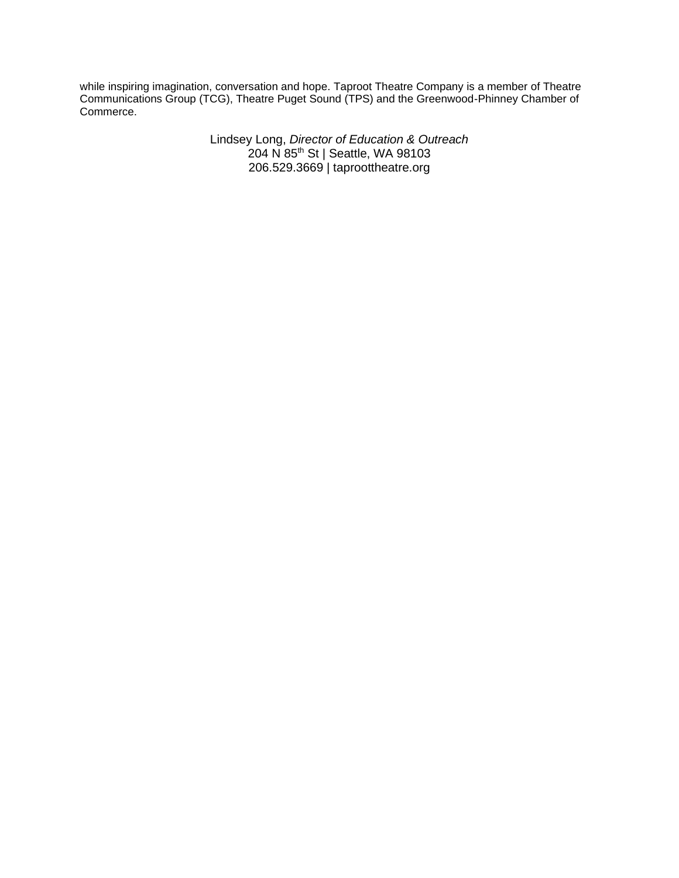while inspiring imagination, conversation and hope. Taproot Theatre Company is a member of Theatre Communications Group (TCG), Theatre Puget Sound (TPS) and the Greenwood-Phinney Chamber of Commerce.

Lindsey Long, *Director of Education & Outreach*
204 N 85th St | Seattle, WA 98103
206.529.3669 | taproottheatre.org